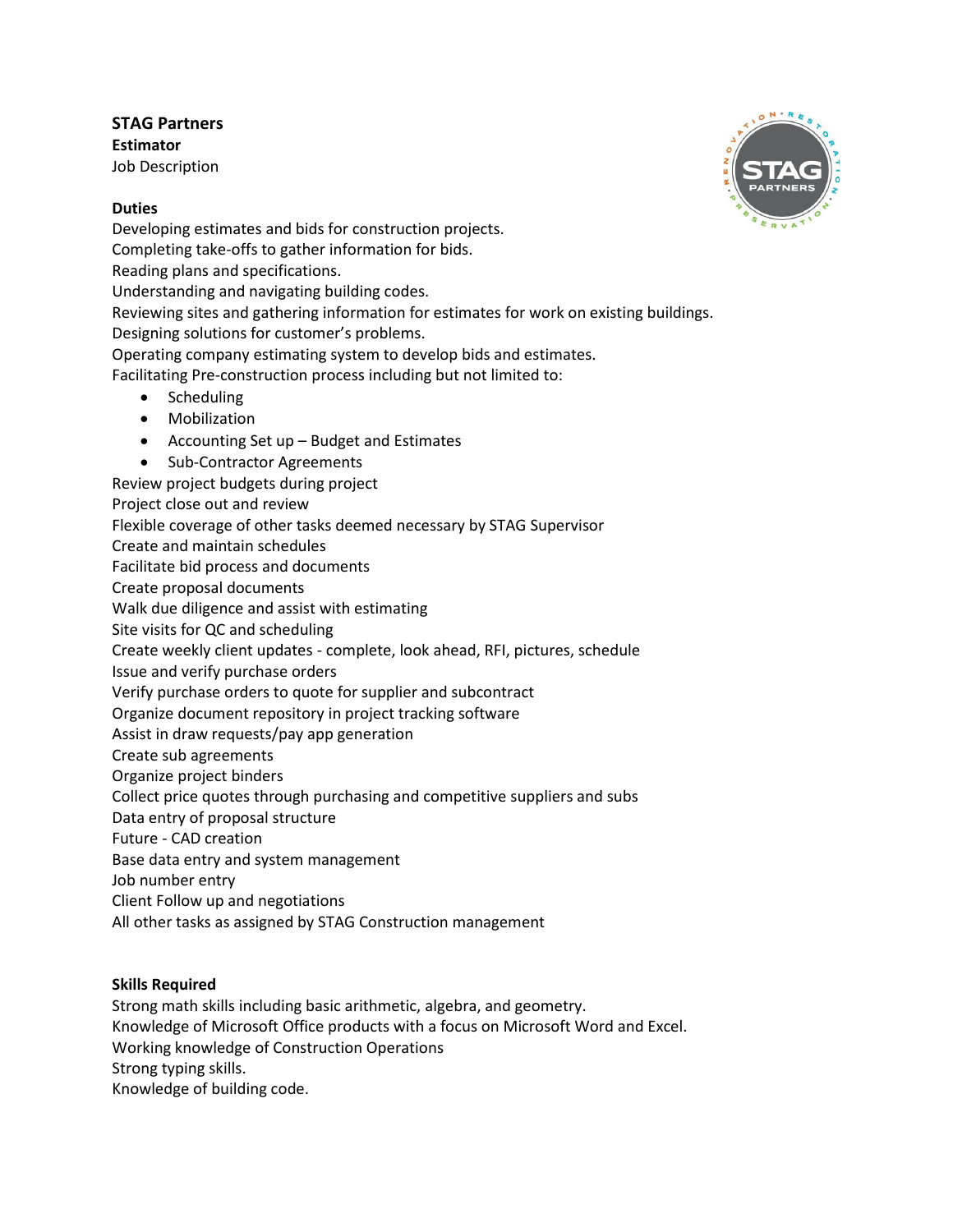**STAG Partners**
**Estimator**
Job Description

**Duties**

Developing estimates and bids for construction projects.
Completing take-offs to gather information for bids.
Reading plans and specifications.
Understanding and navigating building codes.
Reviewing sites and gathering information for estimates for work on existing buildings.
Designing solutions for customer's problems.
Operating company estimating system to develop bids and estimates.
Facilitating Pre-construction process including but not limited to:

- Scheduling
- Mobilization
- Accounting Set up – Budget and Estimates
- Sub-Contractor Agreements

Review project budgets during project
Project close out and review
Flexible coverage of other tasks deemed necessary by STAG Supervisor
Create and maintain schedules
Facilitate bid process and documents
Create proposal documents
Walk due diligence and assist with estimating
Site visits for QC and scheduling
Create weekly client updates - complete, look ahead, RFI, pictures, schedule
Issue and verify purchase orders
Verify purchase orders to quote for supplier and subcontract
Organize document repository in project tracking software
Assist in draw requests/pay app generation
Create sub agreements
Organize project binders
Collect price quotes through purchasing and competitive suppliers and subs
Data entry of proposal structure
Future - CAD creation
Base data entry and system management
Job number entry
Client Follow up and negotiations
All other tasks as assigned by STAG Construction management

**Skills Required**

Strong math skills including basic arithmetic, algebra, and geometry.
Knowledge of Microsoft Office products with a focus on Microsoft Word and Excel.
Working knowledge of Construction Operations
Strong typing skills.
Knowledge of building code.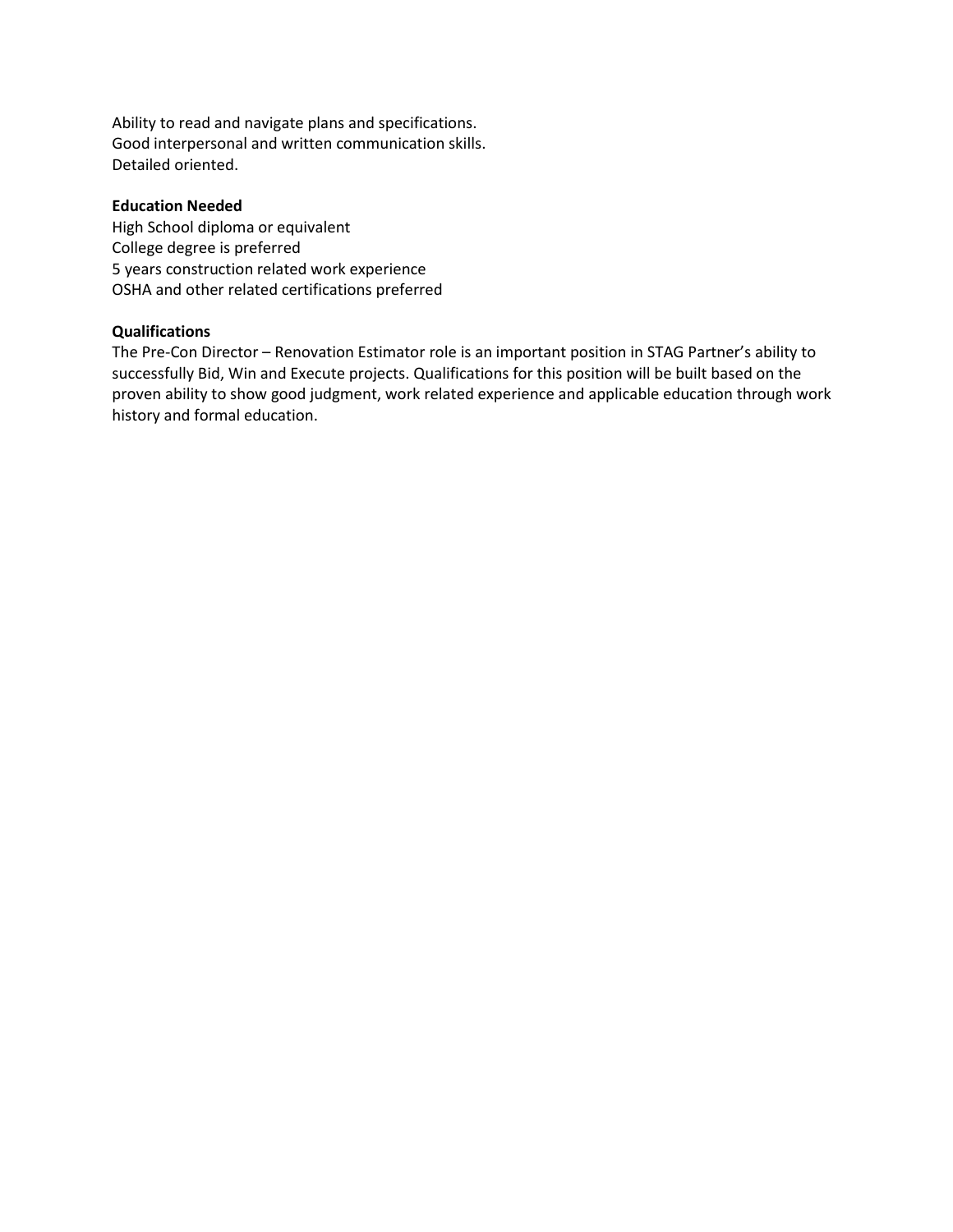Ability to read and navigate plans and specifications.
Good interpersonal and written communication skills.
Detailed oriented.

**Education Needed**

High School diploma or equivalent
College degree is preferred
5 years construction related work experience
OSHA and other related certifications preferred

**Qualifications**

The Pre-Con Director – Renovation Estimator role is an important position in STAG Partner's ability to successfully Bid, Win and Execute projects. Qualifications for this position will be built based on the proven ability to show good judgment, work related experience and applicable education through work history and formal education.